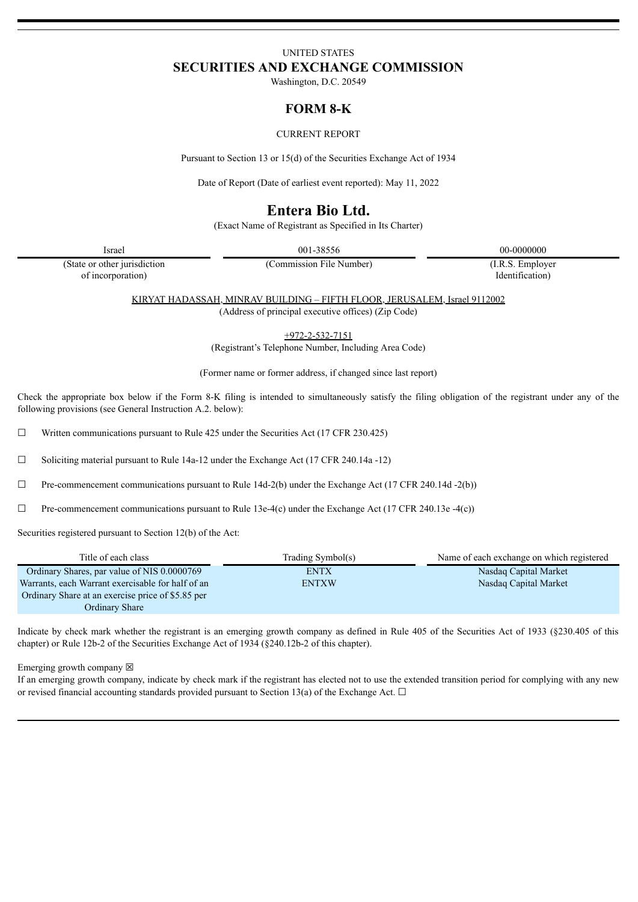UNITED STATES

# SECURITIES AND EXCHANGE COMMISSION

Washington, D.C. 20549

## FORM 8-K

CURRENT REPORT

Pursuant to Section 13 or 15(d) of the Securities Exchange Act of 1934

Date of Report (Date of earliest event reported): May 11, 2022

# Entera Bio Ltd.

(Exact Name of Registrant as Specified in Its Charter)

| Israel | 001-38556 | 00-0000000 |
|---|---|---|
| (State or other jurisdiction of incorporation) | (Commission File Number) | (I.R.S. Employer Identification) |

KIRYAT HADASSAH, MINRAV BUILDING – FIFTH FLOOR, JERUSALEM, Israel 9112002
(Address of principal executive offices) (Zip Code)

+972-2-532-7151
(Registrant's Telephone Number, Including Area Code)

(Former name or former address, if changed since last report)

Check the appropriate box below if the Form 8-K filing is intended to simultaneously satisfy the filing obligation of the registrant under any of the following provisions (see General Instruction A.2. below):

☐ Written communications pursuant to Rule 425 under the Securities Act (17 CFR 230.425)

☐ Soliciting material pursuant to Rule 14a-12 under the Exchange Act (17 CFR 240.14a -12)

☐ Pre-commencement communications pursuant to Rule 14d-2(b) under the Exchange Act (17 CFR 240.14d -2(b))

☐ Pre-commencement communications pursuant to Rule 13e-4(c) under the Exchange Act (17 CFR 240.13e -4(c))

Securities registered pursuant to Section 12(b) of the Act:

| Title of each class | Trading Symbol(s) | Name of each exchange on which registered |
|---|---|---|
| Ordinary Shares, par value of NIS 0.0000769 | ENTX | Nasdaq Capital Market |
| Warrants, each Warrant exercisable for half of an Ordinary Share at an exercise price of $5.85 per Ordinary Share | ENTXW | Nasdaq Capital Market |

Indicate by check mark whether the registrant is an emerging growth company as defined in Rule 405 of the Securities Act of 1933 (§230.405 of this chapter) or Rule 12b-2 of the Securities Exchange Act of 1934 (§240.12b-2 of this chapter).

Emerging growth company ☒

If an emerging growth company, indicate by check mark if the registrant has elected not to use the extended transition period for complying with any new or revised financial accounting standards provided pursuant to Section 13(a) of the Exchange Act. ☐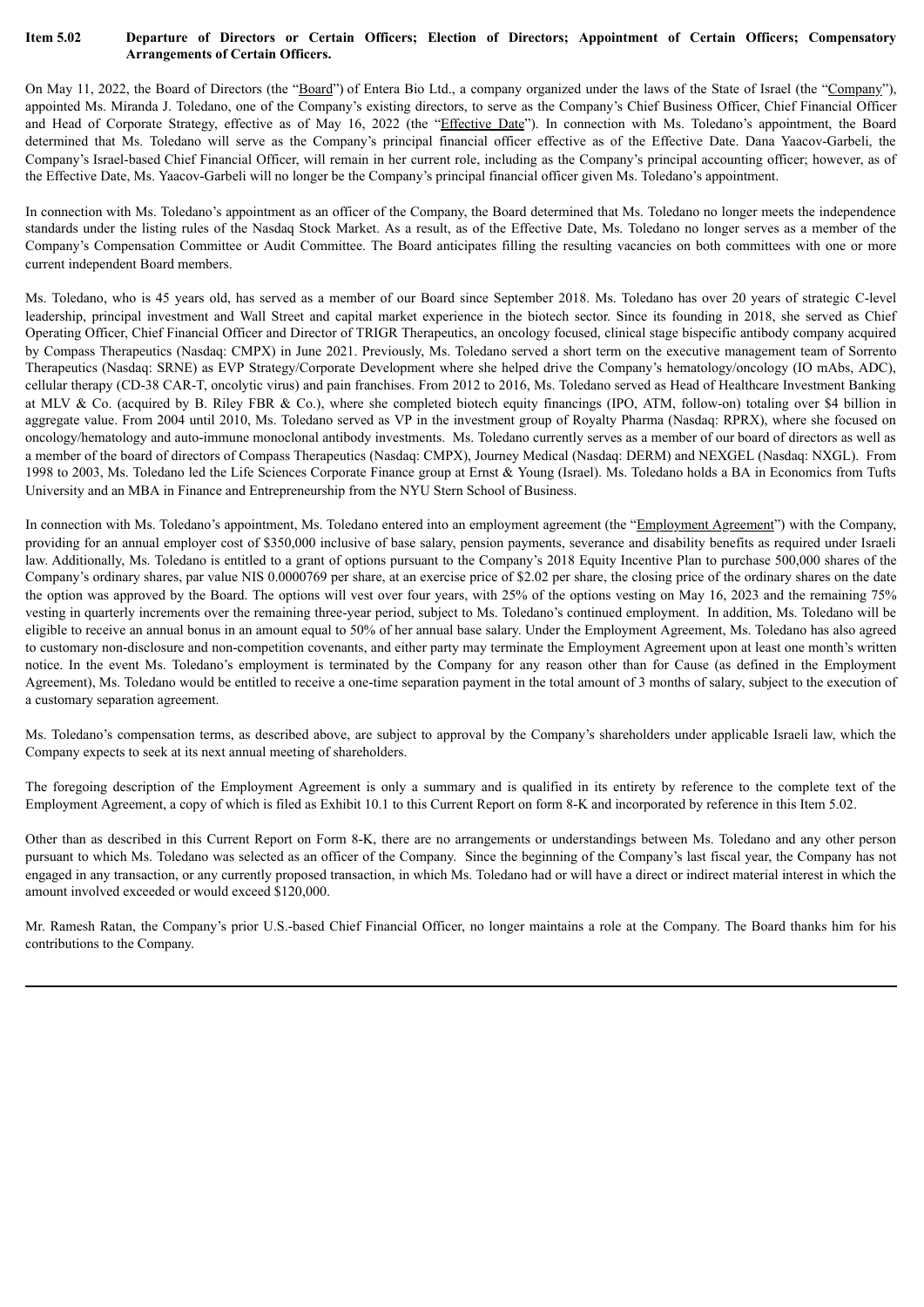**Item 5.02 Departure of Directors or Certain Officers; Election of Directors; Appointment of Certain Officers; Compensatory Arrangements of Certain Officers.**

On May 11, 2022, the Board of Directors (the "Board") of Entera Bio Ltd., a company organized under the laws of the State of Israel (the "Company"), appointed Ms. Miranda J. Toledano, one of the Company's existing directors, to serve as the Company's Chief Business Officer, Chief Financial Officer and Head of Corporate Strategy, effective as of May 16, 2022 (the "Effective Date"). In connection with Ms. Toledano's appointment, the Board determined that Ms. Toledano will serve as the Company's principal financial officer effective as of the Effective Date. Dana Yaacov-Garbeli, the Company's Israel-based Chief Financial Officer, will remain in her current role, including as the Company's principal accounting officer; however, as of the Effective Date, Ms. Yaacov-Garbeli will no longer be the Company's principal financial officer given Ms. Toledano's appointment.

In connection with Ms. Toledano's appointment as an officer of the Company, the Board determined that Ms. Toledano no longer meets the independence standards under the listing rules of the Nasdaq Stock Market. As a result, as of the Effective Date, Ms. Toledano no longer serves as a member of the Company's Compensation Committee or Audit Committee. The Board anticipates filling the resulting vacancies on both committees with one or more current independent Board members.

Ms. Toledano, who is 45 years old, has served as a member of our Board since September 2018. Ms. Toledano has over 20 years of strategic C-level leadership, principal investment and Wall Street and capital market experience in the biotech sector. Since its founding in 2018, she served as Chief Operating Officer, Chief Financial Officer and Director of TRIGR Therapeutics, an oncology focused, clinical stage bispecific antibody company acquired by Compass Therapeutics (Nasdaq: CMPX) in June 2021. Previously, Ms. Toledano served a short term on the executive management team of Sorrento Therapeutics (Nasdaq: SRNE) as EVP Strategy/Corporate Development where she helped drive the Company's hematology/oncology (IO mAbs, ADC), cellular therapy (CD-38 CAR-T, oncolytic virus) and pain franchises. From 2012 to 2016, Ms. Toledano served as Head of Healthcare Investment Banking at MLV & Co. (acquired by B. Riley FBR & Co.), where she completed biotech equity financings (IPO, ATM, follow-on) totaling over $4 billion in aggregate value. From 2004 until 2010, Ms. Toledano served as VP in the investment group of Royalty Pharma (Nasdaq: RPRX), where she focused on oncology/hematology and auto-immune monoclonal antibody investments. Ms. Toledano currently serves as a member of our board of directors as well as a member of the board of directors of Compass Therapeutics (Nasdaq: CMPX), Journey Medical (Nasdaq: DERM) and NEXGEL (Nasdaq: NXGL). From 1998 to 2003, Ms. Toledano led the Life Sciences Corporate Finance group at Ernst & Young (Israel). Ms. Toledano holds a BA in Economics from Tufts University and an MBA in Finance and Entrepreneurship from the NYU Stern School of Business.

In connection with Ms. Toledano's appointment, Ms. Toledano entered into an employment agreement (the "Employment Agreement") with the Company, providing for an annual employer cost of $350,000 inclusive of base salary, pension payments, severance and disability benefits as required under Israeli law. Additionally, Ms. Toledano is entitled to a grant of options pursuant to the Company's 2018 Equity Incentive Plan to purchase 500,000 shares of the Company's ordinary shares, par value NIS 0.0000769 per share, at an exercise price of $2.02 per share, the closing price of the ordinary shares on the date the option was approved by the Board. The options will vest over four years, with 25% of the options vesting on May 16, 2023 and the remaining 75% vesting in quarterly increments over the remaining three-year period, subject to Ms. Toledano's continued employment. In addition, Ms. Toledano will be eligible to receive an annual bonus in an amount equal to 50% of her annual base salary. Under the Employment Agreement, Ms. Toledano has also agreed to customary non-disclosure and non-competition covenants, and either party may terminate the Employment Agreement upon at least one month's written notice. In the event Ms. Toledano's employment is terminated by the Company for any reason other than for Cause (as defined in the Employment Agreement), Ms. Toledano would be entitled to receive a one-time separation payment in the total amount of 3 months of salary, subject to the execution of a customary separation agreement.

Ms. Toledano's compensation terms, as described above, are subject to approval by the Company's shareholders under applicable Israeli law, which the Company expects to seek at its next annual meeting of shareholders.

The foregoing description of the Employment Agreement is only a summary and is qualified in its entirety by reference to the complete text of the Employment Agreement, a copy of which is filed as Exhibit 10.1 to this Current Report on form 8-K and incorporated by reference in this Item 5.02.

Other than as described in this Current Report on Form 8-K, there are no arrangements or understandings between Ms. Toledano and any other person pursuant to which Ms. Toledano was selected as an officer of the Company. Since the beginning of the Company's last fiscal year, the Company has not engaged in any transaction, or any currently proposed transaction, in which Ms. Toledano had or will have a direct or indirect material interest in which the amount involved exceeded or would exceed $120,000.

Mr. Ramesh Ratan, the Company's prior U.S.-based Chief Financial Officer, no longer maintains a role at the Company. The Board thanks him for his contributions to the Company.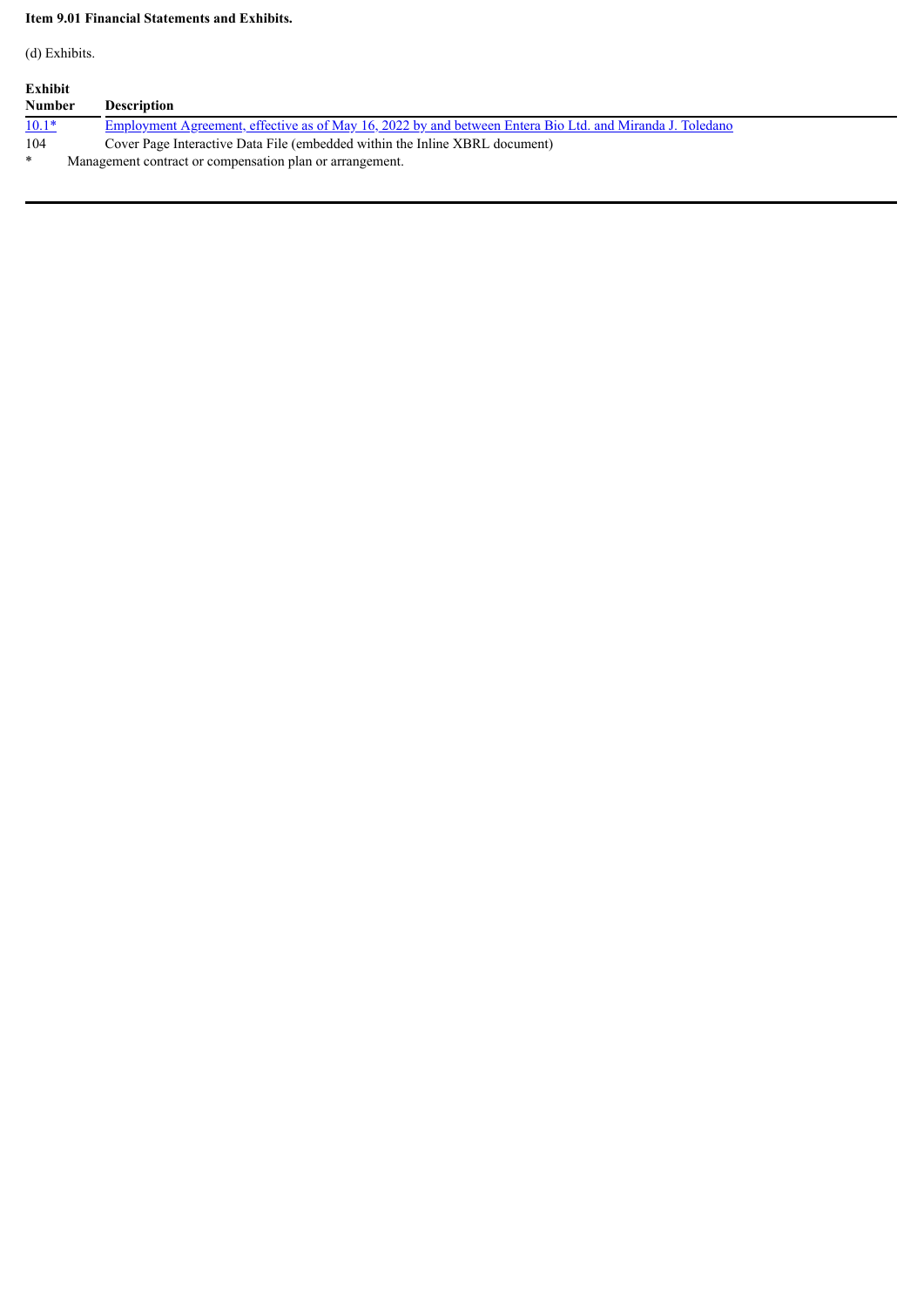**Item 9.01 Financial Statements and Exhibits.**

(d) Exhibits.

| Exhibit Number | Description |
|---|---|
| 10.1* | Employment Agreement, effective as of May 16, 2022 by and between Entera Bio Ltd. and Miranda J. Toledano |
| 104 | Cover Page Interactive Data File (embedded within the Inline XBRL document) |

* Management contract or compensation plan or arrangement.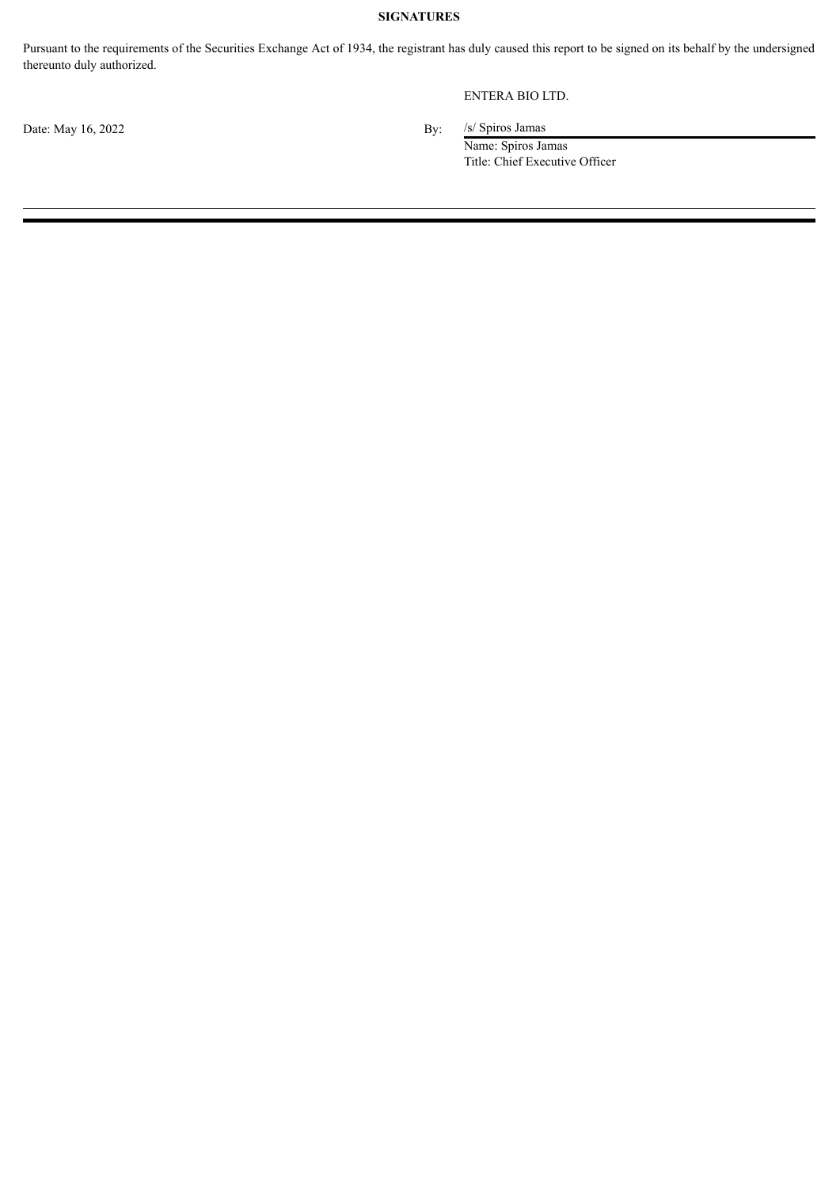**SIGNATURES**

Pursuant to the requirements of the Securities Exchange Act of 1934, the registrant has duly caused this report to be signed on its behalf by the undersigned thereunto duly authorized.

ENTERA BIO LTD.

Date: May 16, 2022

By: /s/ Spiros Jamas

Name: Spiros Jamas

Title: Chief Executive Officer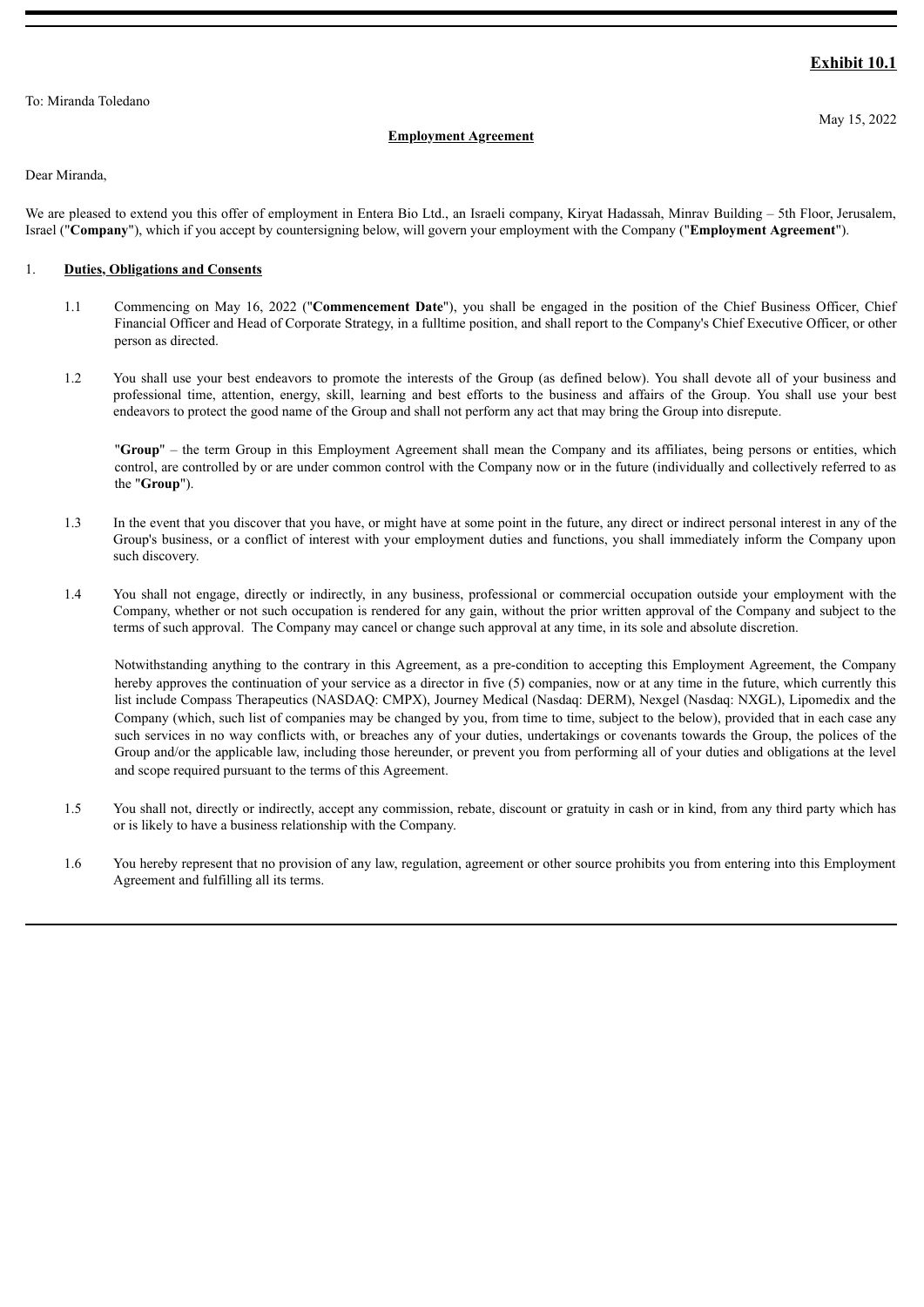**Exhibit 10.1**

To: Miranda Toledano

May 15, 2022

**Employment Agreement**

Dear Miranda,

We are pleased to extend you this offer of employment in Entera Bio Ltd., an Israeli company, Kiryat Hadassah, Minrav Building – 5th Floor, Jerusalem, Israel ("**Company**"), which if you accept by countersigning below, will govern your employment with the Company ("**Employment Agreement**").

1. **Duties, Obligations and Consents**

1.1 Commencing on May 16, 2022 ("**Commencement Date**"), you shall be engaged in the position of the Chief Business Officer, Chief Financial Officer and Head of Corporate Strategy, in a fulltime position, and shall report to the Company's Chief Executive Officer, or other person as directed.

1.2 You shall use your best endeavors to promote the interests of the Group (as defined below). You shall devote all of your business and professional time, attention, energy, skill, learning and best efforts to the business and affairs of the Group. You shall use your best endeavors to protect the good name of the Group and shall not perform any act that may bring the Group into disrepute.

"**Group**" – the term Group in this Employment Agreement shall mean the Company and its affiliates, being persons or entities, which control, are controlled by or are under common control with the Company now or in the future (individually and collectively referred to as the "**Group**").

1.3 In the event that you discover that you have, or might have at some point in the future, any direct or indirect personal interest in any of the Group's business, or a conflict of interest with your employment duties and functions, you shall immediately inform the Company upon such discovery.

1.4 You shall not engage, directly or indirectly, in any business, professional or commercial occupation outside your employment with the Company, whether or not such occupation is rendered for any gain, without the prior written approval of the Company and subject to the terms of such approval. The Company may cancel or change such approval at any time, in its sole and absolute discretion.

Notwithstanding anything to the contrary in this Agreement, as a pre-condition to accepting this Employment Agreement, the Company hereby approves the continuation of your service as a director in five (5) companies, now or at any time in the future, which currently this list include Compass Therapeutics (NASDAQ: CMPX), Journey Medical (Nasdaq: DERM), Nexgel (Nasdaq: NXGL), Lipomedix and the Company (which, such list of companies may be changed by you, from time to time, subject to the below), provided that in each case any such services in no way conflicts with, or breaches any of your duties, undertakings or covenants towards the Group, the polices of the Group and/or the applicable law, including those hereunder, or prevent you from performing all of your duties and obligations at the level and scope required pursuant to the terms of this Agreement.

1.5 You shall not, directly or indirectly, accept any commission, rebate, discount or gratuity in cash or in kind, from any third party which has or is likely to have a business relationship with the Company.

1.6 You hereby represent that no provision of any law, regulation, agreement or other source prohibits you from entering into this Employment Agreement and fulfilling all its terms.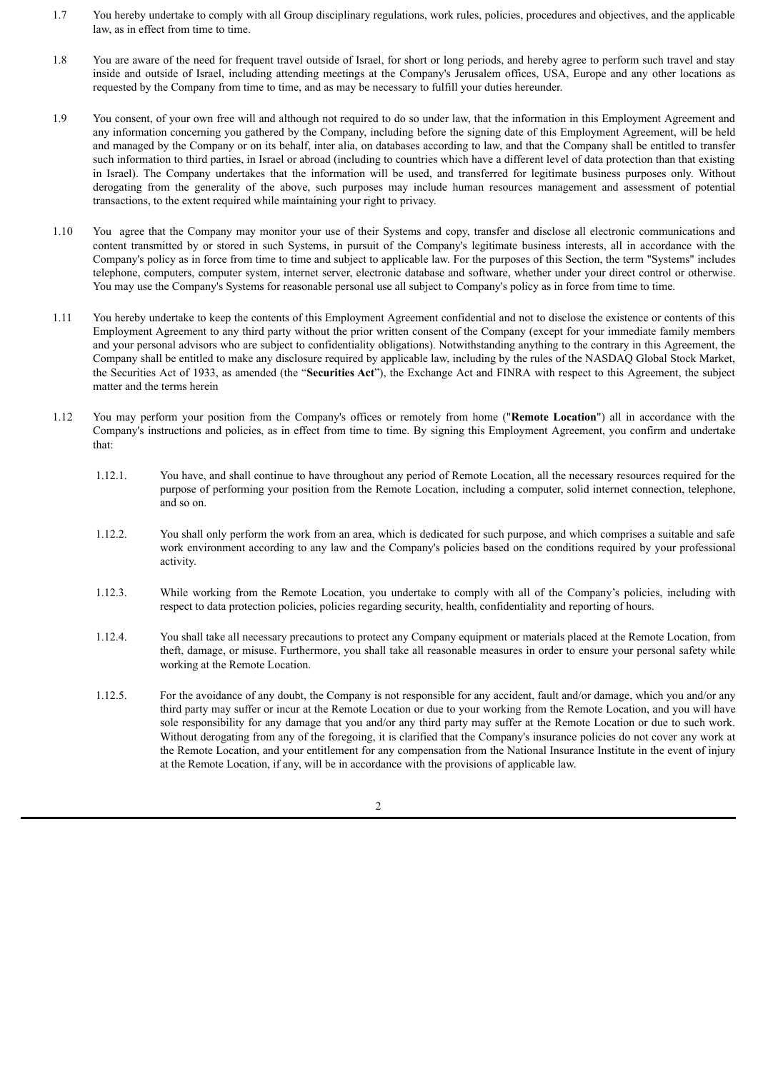1.7 You hereby undertake to comply with all Group disciplinary regulations, work rules, policies, procedures and objectives, and the applicable law, as in effect from time to time.

1.8 You are aware of the need for frequent travel outside of Israel, for short or long periods, and hereby agree to perform such travel and stay inside and outside of Israel, including attending meetings at the Company's Jerusalem offices, USA, Europe and any other locations as requested by the Company from time to time, and as may be necessary to fulfill your duties hereunder.

1.9 You consent, of your own free will and although not required to do so under law, that the information in this Employment Agreement and any information concerning you gathered by the Company, including before the signing date of this Employment Agreement, will be held and managed by the Company or on its behalf, inter alia, on databases according to law, and that the Company shall be entitled to transfer such information to third parties, in Israel or abroad (including to countries which have a different level of data protection than that existing in Israel). The Company undertakes that the information will be used, and transferred for legitimate business purposes only. Without derogating from the generality of the above, such purposes may include human resources management and assessment of potential transactions, to the extent required while maintaining your right to privacy.

1.10 You agree that the Company may monitor your use of their Systems and copy, transfer and disclose all electronic communications and content transmitted by or stored in such Systems, in pursuit of the Company's legitimate business interests, all in accordance with the Company's policy as in force from time to time and subject to applicable law. For the purposes of this Section, the term "Systems" includes telephone, computers, computer system, internet server, electronic database and software, whether under your direct control or otherwise. You may use the Company's Systems for reasonable personal use all subject to Company's policy as in force from time to time.

1.11 You hereby undertake to keep the contents of this Employment Agreement confidential and not to disclose the existence or contents of this Employment Agreement to any third party without the prior written consent of the Company (except for your immediate family members and your personal advisors who are subject to confidentiality obligations). Notwithstanding anything to the contrary in this Agreement, the Company shall be entitled to make any disclosure required by applicable law, including by the rules of the NASDAQ Global Stock Market, the Securities Act of 1933, as amended (the "**Securities Act**"), the Exchange Act and FINRA with respect to this Agreement, the subject matter and the terms herein

1.12 You may perform your position from the Company's offices or remotely from home ("**Remote Location**") all in accordance with the Company's instructions and policies, as in effect from time to time. By signing this Employment Agreement, you confirm and undertake that:

1.12.1. You have, and shall continue to have throughout any period of Remote Location, all the necessary resources required for the purpose of performing your position from the Remote Location, including a computer, solid internet connection, telephone, and so on.

1.12.2. You shall only perform the work from an area, which is dedicated for such purpose, and which comprises a suitable and safe work environment according to any law and the Company's policies based on the conditions required by your professional activity.

1.12.3. While working from the Remote Location, you undertake to comply with all of the Company's policies, including with respect to data protection policies, policies regarding security, health, confidentiality and reporting of hours.

1.12.4. You shall take all necessary precautions to protect any Company equipment or materials placed at the Remote Location, from theft, damage, or misuse. Furthermore, you shall take all reasonable measures in order to ensure your personal safety while working at the Remote Location.

1.12.5. For the avoidance of any doubt, the Company is not responsible for any accident, fault and/or damage, which you and/or any third party may suffer or incur at the Remote Location or due to your working from the Remote Location, and you will have sole responsibility for any damage that you and/or any third party may suffer at the Remote Location or due to such work. Without derogating from any of the foregoing, it is clarified that the Company's insurance policies do not cover any work at the Remote Location, and your entitlement for any compensation from the National Insurance Institute in the event of injury at the Remote Location, if any, will be in accordance with the provisions of applicable law.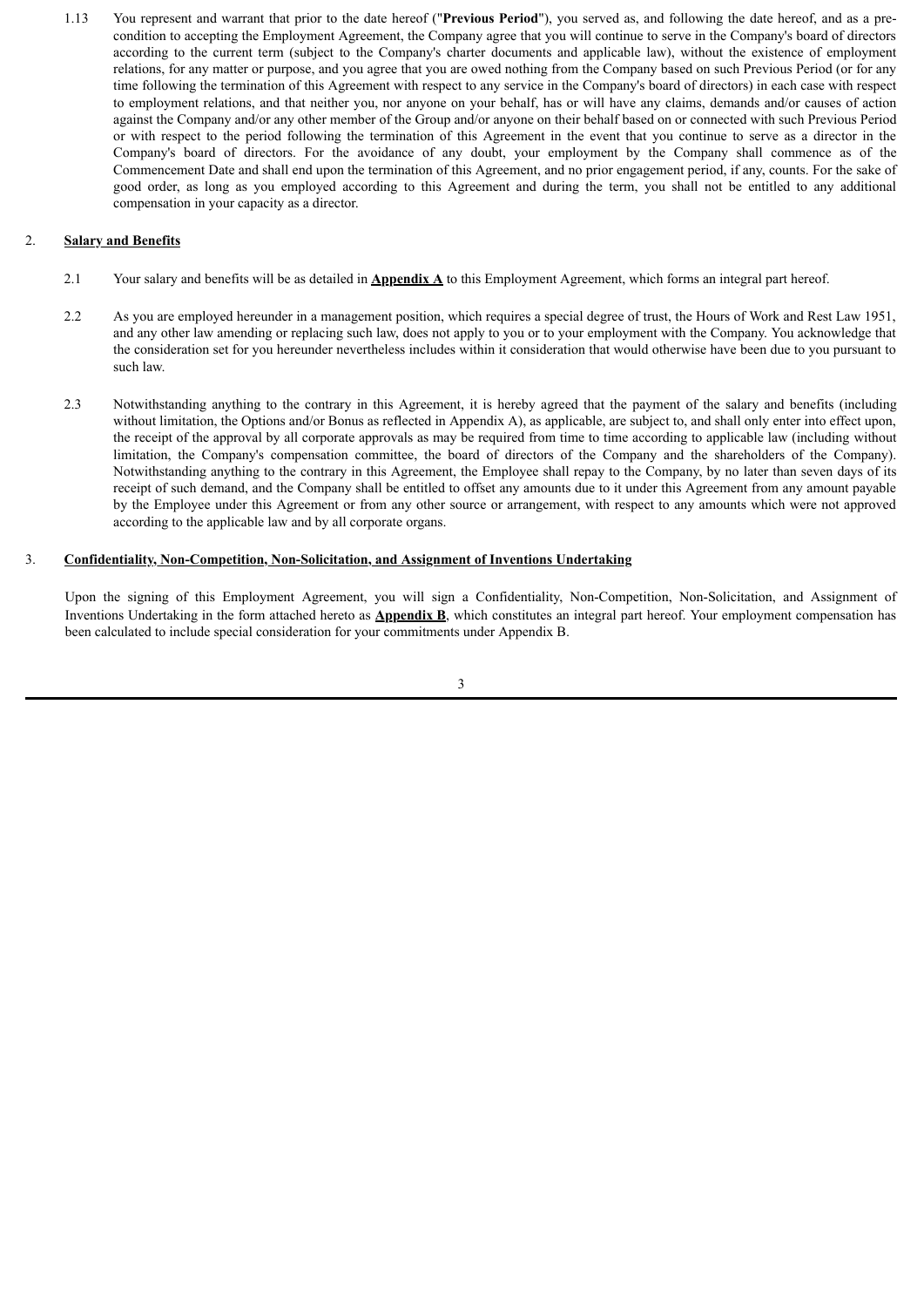1.13 You represent and warrant that prior to the date hereof ("**Previous Period**"), you served as, and following the date hereof, and as a pre-condition to accepting the Employment Agreement, the Company agree that you will continue to serve in the Company's board of directors according to the current term (subject to the Company's charter documents and applicable law), without the existence of employment relations, for any matter or purpose, and you agree that you are owed nothing from the Company based on such Previous Period (or for any time following the termination of this Agreement with respect to any service in the Company's board of directors) in each case with respect to employment relations, and that neither you, nor anyone on your behalf, has or will have any claims, demands and/or causes of action against the Company and/or any other member of the Group and/or anyone on their behalf based on or connected with such Previous Period or with respect to the period following the termination of this Agreement in the event that you continue to serve as a director in the Company's board of directors. For the avoidance of any doubt, your employment by the Company shall commence as of the Commencement Date and shall end upon the termination of this Agreement, and no prior engagement period, if any, counts. For the sake of good order, as long as you employed according to this Agreement and during the term, you shall not be entitled to any additional compensation in your capacity as a director.

2. **Salary and Benefits**

2.1 Your salary and benefits will be as detailed in **Appendix A** to this Employment Agreement, which forms an integral part hereof.

2.2 As you are employed hereunder in a management position, which requires a special degree of trust, the Hours of Work and Rest Law 1951, and any other law amending or replacing such law, does not apply to you or to your employment with the Company. You acknowledge that the consideration set for you hereunder nevertheless includes within it consideration that would otherwise have been due to you pursuant to such law.

2.3 Notwithstanding anything to the contrary in this Agreement, it is hereby agreed that the payment of the salary and benefits (including without limitation, the Options and/or Bonus as reflected in Appendix A), as applicable, are subject to, and shall only enter into effect upon, the receipt of the approval by all corporate approvals as may be required from time to time according to applicable law (including without limitation, the Company's compensation committee, the board of directors of the Company and the shareholders of the Company). Notwithstanding anything to the contrary in this Agreement, the Employee shall repay to the Company, by no later than seven days of its receipt of such demand, and the Company shall be entitled to offset any amounts due to it under this Agreement from any amount payable by the Employee under this Agreement or from any other source or arrangement, with respect to any amounts which were not approved according to the applicable law and by all corporate organs.

3. **Confidentiality, Non-Competition, Non-Solicitation, and Assignment of Inventions Undertaking**

Upon the signing of this Employment Agreement, you will sign a Confidentiality, Non-Competition, Non-Solicitation, and Assignment of Inventions Undertaking in the form attached hereto as **Appendix B**, which constitutes an integral part hereof. Your employment compensation has been calculated to include special consideration for your commitments under Appendix B.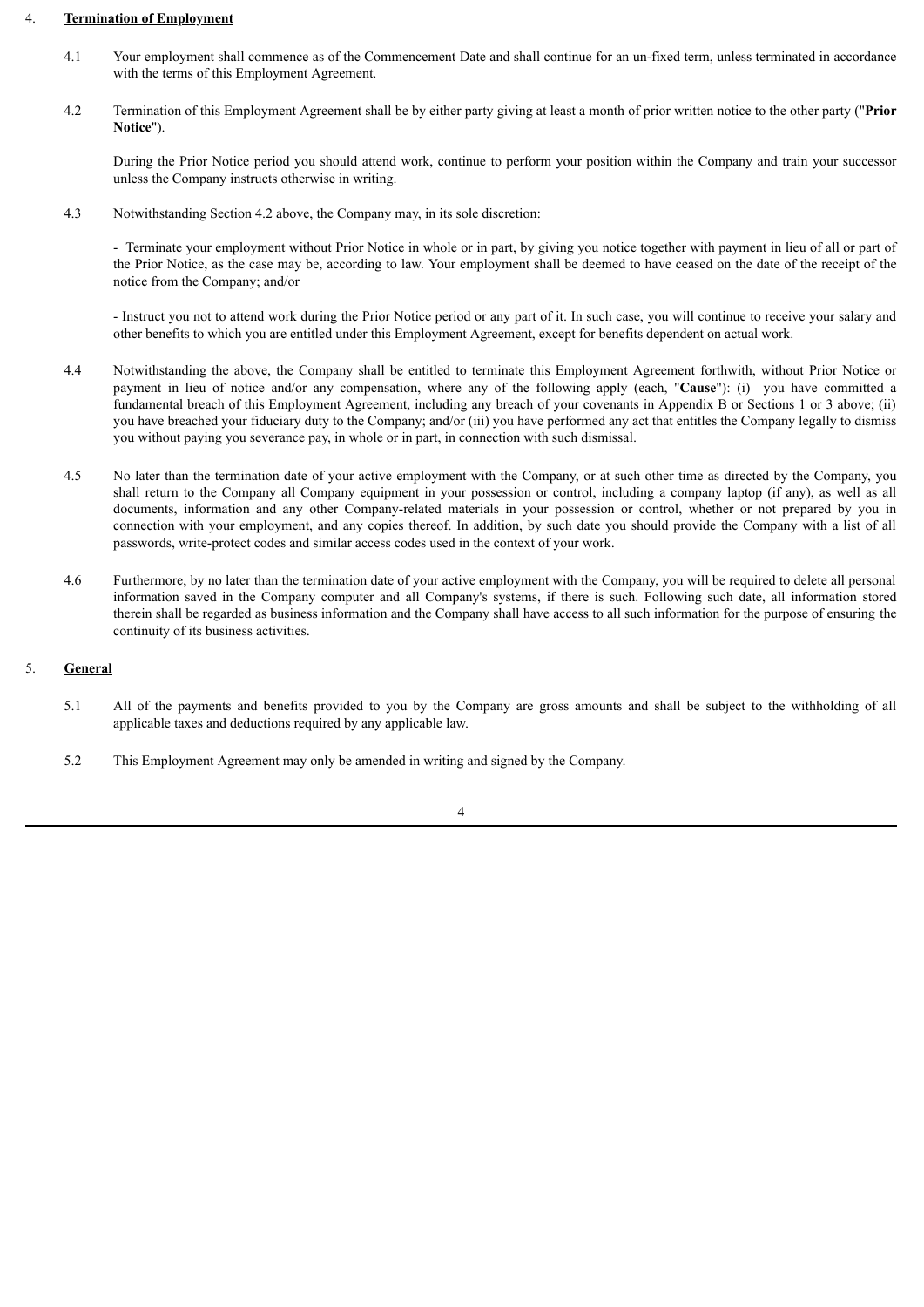4. **Termination of Employment**

4.1 Your employment shall commence as of the Commencement Date and shall continue for an un-fixed term, unless terminated in accordance with the terms of this Employment Agreement.

4.2 Termination of this Employment Agreement shall be by either party giving at least a month of prior written notice to the other party ("**Prior Notice**").

During the Prior Notice period you should attend work, continue to perform your position within the Company and train your successor unless the Company instructs otherwise in writing.

4.3 Notwithstanding Section 4.2 above, the Company may, in its sole discretion:

- Terminate your employment without Prior Notice in whole or in part, by giving you notice together with payment in lieu of all or part of the Prior Notice, as the case may be, according to law. Your employment shall be deemed to have ceased on the date of the receipt of the notice from the Company; and/or

- Instruct you not to attend work during the Prior Notice period or any part of it. In such case, you will continue to receive your salary and other benefits to which you are entitled under this Employment Agreement, except for benefits dependent on actual work.

4.4 Notwithstanding the above, the Company shall be entitled to terminate this Employment Agreement forthwith, without Prior Notice or payment in lieu of notice and/or any compensation, where any of the following apply (each, "**Cause**"): (i) you have committed a fundamental breach of this Employment Agreement, including any breach of your covenants in Appendix B or Sections 1 or 3 above; (ii) you have breached your fiduciary duty to the Company; and/or (iii) you have performed any act that entitles the Company legally to dismiss you without paying you severance pay, in whole or in part, in connection with such dismissal.

4.5 No later than the termination date of your active employment with the Company, or at such other time as directed by the Company, you shall return to the Company all Company equipment in your possession or control, including a company laptop (if any), as well as all documents, information and any other Company-related materials in your possession or control, whether or not prepared by you in connection with your employment, and any copies thereof. In addition, by such date you should provide the Company with a list of all passwords, write-protect codes and similar access codes used in the context of your work.

4.6 Furthermore, by no later than the termination date of your active employment with the Company, you will be required to delete all personal information saved in the Company computer and all Company's systems, if there is such. Following such date, all information stored therein shall be regarded as business information and the Company shall have access to all such information for the purpose of ensuring the continuity of its business activities.

5. **General**

5.1 All of the payments and benefits provided to you by the Company are gross amounts and shall be subject to the withholding of all applicable taxes and deductions required by any applicable law.

5.2 This Employment Agreement may only be amended in writing and signed by the Company.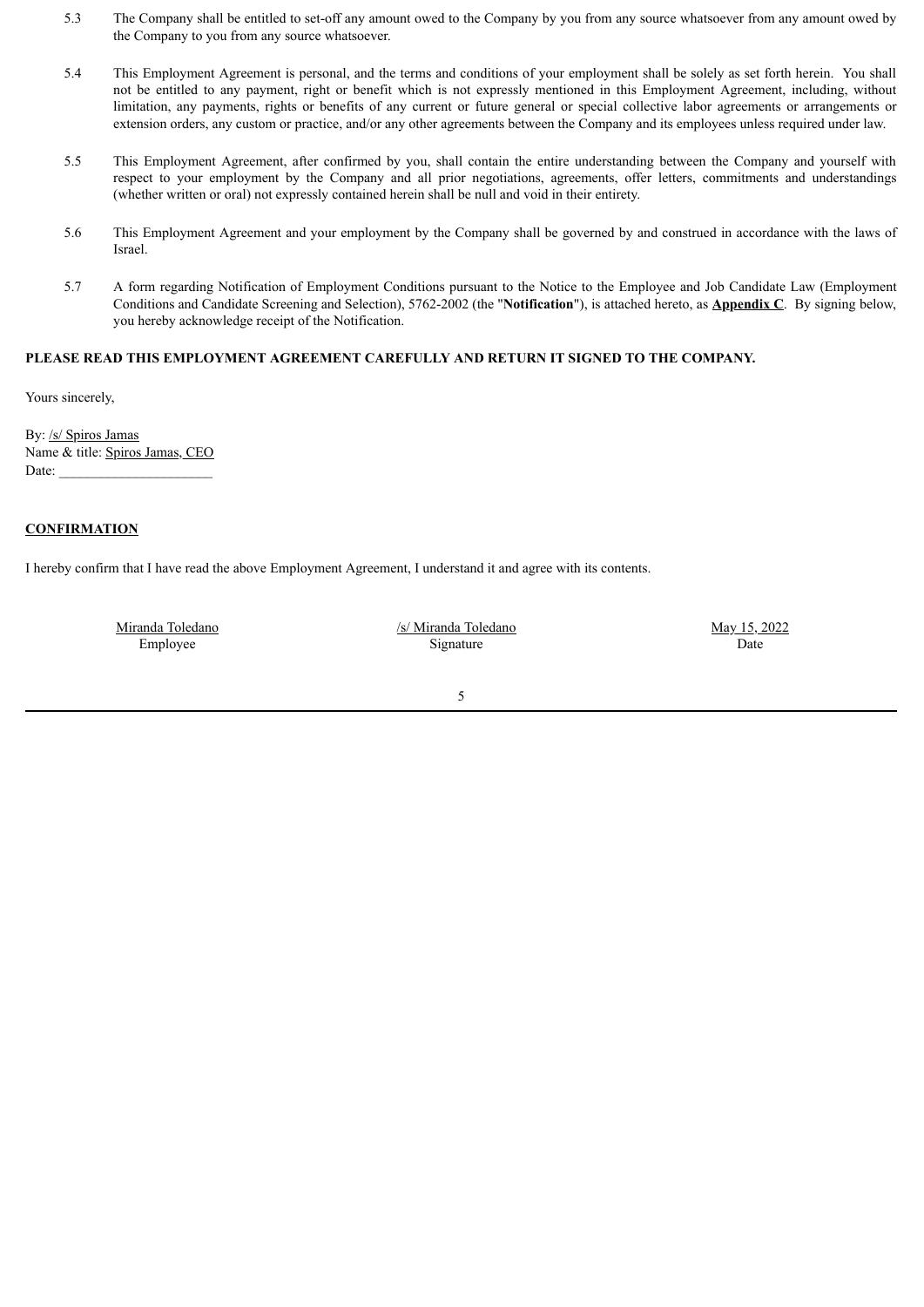5.3 The Company shall be entitled to set-off any amount owed to the Company by you from any source whatsoever from any amount owed by the Company to you from any source whatsoever.

5.4 This Employment Agreement is personal, and the terms and conditions of your employment shall be solely as set forth herein. You shall not be entitled to any payment, right or benefit which is not expressly mentioned in this Employment Agreement, including, without limitation, any payments, rights or benefits of any current or future general or special collective labor agreements or arrangements or extension orders, any custom or practice, and/or any other agreements between the Company and its employees unless required under law.

5.5 This Employment Agreement, after confirmed by you, shall contain the entire understanding between the Company and yourself with respect to your employment by the Company and all prior negotiations, agreements, offer letters, commitments and understandings (whether written or oral) not expressly contained herein shall be null and void in their entirety.

5.6 This Employment Agreement and your employment by the Company shall be governed by and construed in accordance with the laws of Israel.

5.7 A form regarding Notification of Employment Conditions pursuant to the Notice to the Employee and Job Candidate Law (Employment Conditions and Candidate Screening and Selection), 5762-2002 (the "**Notification**"), is attached hereto, as **Appendix C**. By signing below, you hereby acknowledge receipt of the Notification.

**PLEASE READ THIS EMPLOYMENT AGREEMENT CAREFULLY AND RETURN IT SIGNED TO THE COMPANY.**

Yours sincerely,

By: /s/ Spiros Jamas
Name & title: Spiros Jamas, CEO
Date: ____________________

**CONFIRMATION**

I hereby confirm that I have read the above Employment Agreement, I understand it and agree with its contents.

| Miranda Toledano | /s/ Miranda Toledano | May 15, 2022 |
|---|---|---|
| Employee | Signature | Date |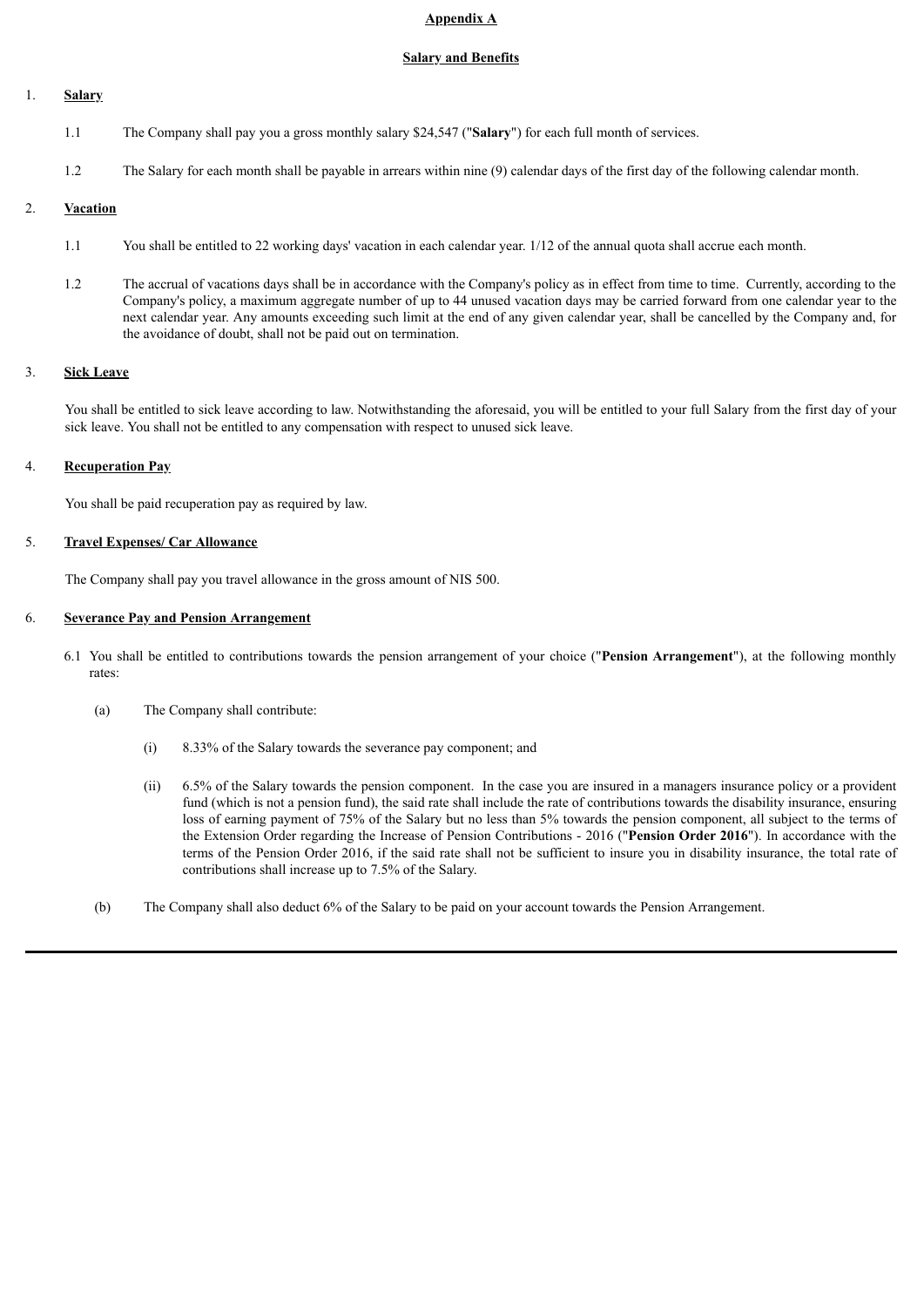## Appendix A

## Salary and Benefits

1. **Salary**

   1.1 The Company shall pay you a gross monthly salary $24,547 ("**Salary**") for each full month of services.

   1.2 The Salary for each month shall be payable in arrears within nine (9) calendar days of the first day of the following calendar month.

2. **Vacation**

   1.1 You shall be entitled to 22 working days' vacation in each calendar year. 1/12 of the annual quota shall accrue each month.

   1.2 The accrual of vacations days shall be in accordance with the Company's policy as in effect from time to time. Currently, according to the Company's policy, a maximum aggregate number of up to 44 unused vacation days may be carried forward from one calendar year to the next calendar year. Any amounts exceeding such limit at the end of any given calendar year, shall be cancelled by the Company and, for the avoidance of doubt, shall not be paid out on termination.

3. **Sick Leave**

   You shall be entitled to sick leave according to law. Notwithstanding the aforesaid, you will be entitled to your full Salary from the first day of your sick leave. You shall not be entitled to any compensation with respect to unused sick leave.

4. **Recuperation Pay**

   You shall be paid recuperation pay as required by law.

5. **Travel Expenses/ Car Allowance**

   The Company shall pay you travel allowance in the gross amount of NIS 500.

6. **Severance Pay and Pension Arrangement**

   6.1 You shall be entitled to contributions towards the pension arrangement of your choice ("**Pension Arrangement**"), at the following monthly rates:

   (a) The Company shall contribute:

   (i) 8.33% of the Salary towards the severance pay component; and

   (ii) 6.5% of the Salary towards the pension component. In the case you are insured in a managers insurance policy or a provident fund (which is not a pension fund), the said rate shall include the rate of contributions towards the disability insurance, ensuring loss of earning payment of 75% of the Salary but no less than 5% towards the pension component, all subject to the terms of the Extension Order regarding the Increase of Pension Contributions - 2016 ("**Pension Order 2016**"). In accordance with the terms of the Pension Order 2016, if the said rate shall not be sufficient to insure you in disability insurance, the total rate of contributions shall increase up to 7.5% of the Salary.

   (b) The Company shall also deduct 6% of the Salary to be paid on your account towards the Pension Arrangement.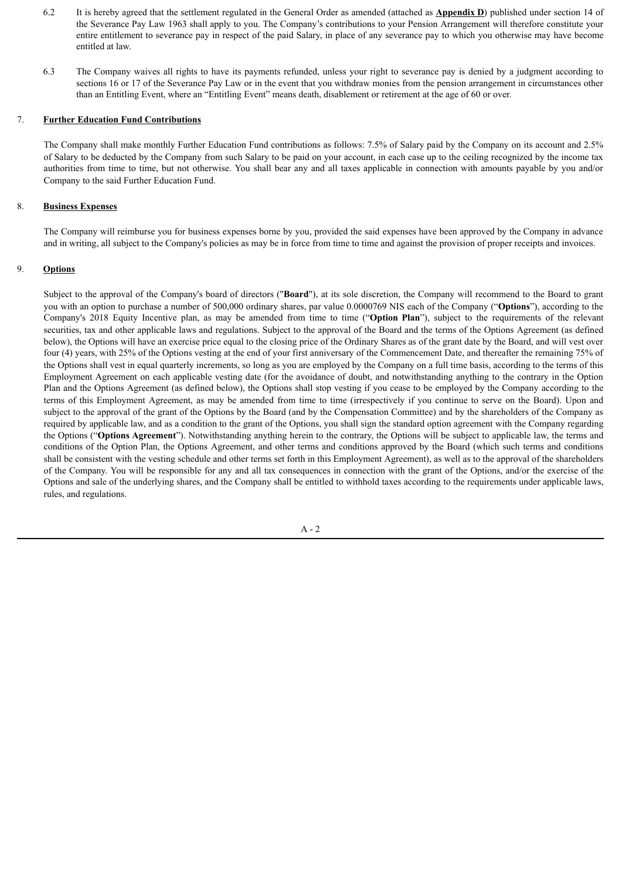6.2 It is hereby agreed that the settlement regulated in the General Order as amended (attached as **Appendix D**) published under section 14 of the Severance Pay Law 1963 shall apply to you. The Company's contributions to your Pension Arrangement will therefore constitute your entire entitlement to severance pay in respect of the paid Salary, in place of any severance pay to which you otherwise may have become entitled at law.

6.3 The Company waives all rights to have its payments refunded, unless your right to severance pay is denied by a judgment according to sections 16 or 17 of the Severance Pay Law or in the event that you withdraw monies from the pension arrangement in circumstances other than an Entitling Event, where an "Entitling Event" means death, disablement or retirement at the age of 60 or over.

7. **Further Education Fund Contributions**

The Company shall make monthly Further Education Fund contributions as follows: 7.5% of Salary paid by the Company on its account and 2.5% of Salary to be deducted by the Company from such Salary to be paid on your account, in each case up to the ceiling recognized by the income tax authorities from time to time, but not otherwise. You shall bear any and all taxes applicable in connection with amounts payable by you and/or Company to the said Further Education Fund.

8. **Business Expenses**

The Company will reimburse you for business expenses borne by you, provided the said expenses have been approved by the Company in advance and in writing, all subject to the Company's policies as may be in force from time to time and against the provision of proper receipts and invoices.

9. **Options**

Subject to the approval of the Company's board of directors ("**Board**"), at its sole discretion, the Company will recommend to the Board to grant you with an option to purchase a number of 500,000 ordinary shares, par value 0.0000769 NIS each of the Company ("**Options**"), according to the Company's 2018 Equity Incentive plan, as may be amended from time to time ("**Option Plan**"), subject to the requirements of the relevant securities, tax and other applicable laws and regulations. Subject to the approval of the Board and the terms of the Options Agreement (as defined below), the Options will have an exercise price equal to the closing price of the Ordinary Shares as of the grant date by the Board, and will vest over four (4) years, with 25% of the Options vesting at the end of your first anniversary of the Commencement Date, and thereafter the remaining 75% of the Options shall vest in equal quarterly increments, so long as you are employed by the Company on a full time basis, according to the terms of this Employment Agreement on each applicable vesting date (for the avoidance of doubt, and notwithstanding anything to the contrary in the Option Plan and the Options Agreement (as defined below), the Options shall stop vesting if you cease to be employed by the Company according to the terms of this Employment Agreement, as may be amended from time to time (irrespectively if you continue to serve on the Board). Upon and subject to the approval of the grant of the Options by the Board (and by the Compensation Committee) and by the shareholders of the Company as required by applicable law, and as a condition to the grant of the Options, you shall sign the standard option agreement with the Company regarding the Options ("**Options Agreement**"). Notwithstanding anything herein to the contrary, the Options will be subject to applicable law, the terms and conditions of the Option Plan, the Options Agreement, and other terms and conditions approved by the Board (which such terms and conditions shall be consistent with the vesting schedule and other terms set forth in this Employment Agreement), as well as to the approval of the shareholders of the Company. You will be responsible for any and all tax consequences in connection with the grant of the Options, and/or the exercise of the Options and sale of the underlying shares, and the Company shall be entitled to withhold taxes according to the requirements under applicable laws, rules, and regulations.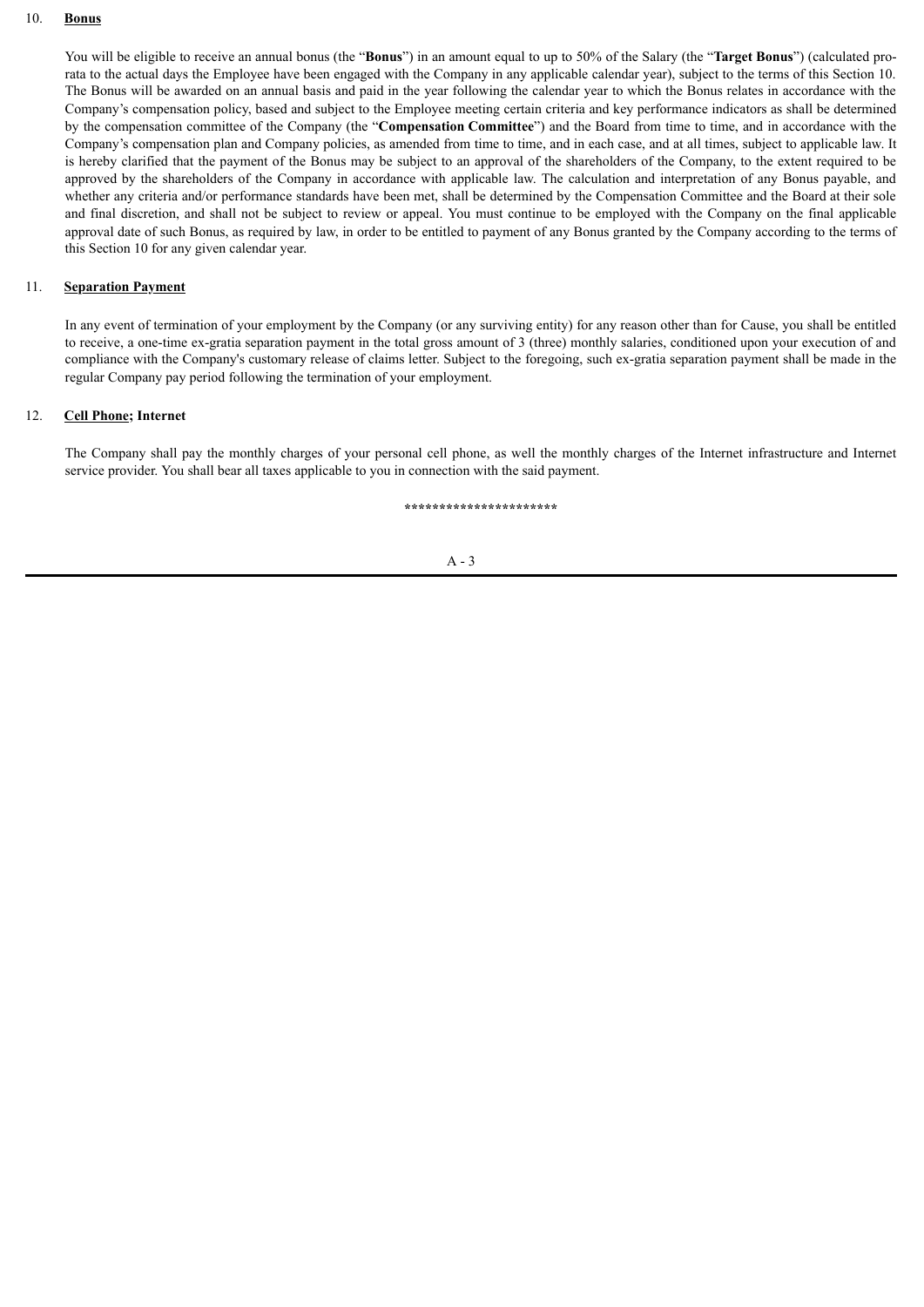10. **Bonus**

You will be eligible to receive an annual bonus (the "**Bonus**") in an amount equal to up to 50% of the Salary (the "**Target Bonus**") (calculated pro-rata to the actual days the Employee have been engaged with the Company in any applicable calendar year), subject to the terms of this Section 10. The Bonus will be awarded on an annual basis and paid in the year following the calendar year to which the Bonus relates in accordance with the Company's compensation policy, based and subject to the Employee meeting certain criteria and key performance indicators as shall be determined by the compensation committee of the Company (the "**Compensation Committee**") and the Board from time to time, and in accordance with the Company's compensation plan and Company policies, as amended from time to time, and in each case, and at all times, subject to applicable law. It is hereby clarified that the payment of the Bonus may be subject to an approval of the shareholders of the Company, to the extent required to be approved by the shareholders of the Company in accordance with applicable law. The calculation and interpretation of any Bonus payable, and whether any criteria and/or performance standards have been met, shall be determined by the Compensation Committee and the Board at their sole and final discretion, and shall not be subject to review or appeal. You must continue to be employed with the Company on the final applicable approval date of such Bonus, as required by law, in order to be entitled to payment of any Bonus granted by the Company according to the terms of this Section 10 for any given calendar year.

11. **Separation Payment**

In any event of termination of your employment by the Company (or any surviving entity) for any reason other than for Cause, you shall be entitled to receive, a one-time ex-gratia separation payment in the total gross amount of 3 (three) monthly salaries, conditioned upon your execution of and compliance with the Company's customary release of claims letter. Subject to the foregoing, such ex-gratia separation payment shall be made in the regular Company pay period following the termination of your employment.

12. **Cell Phone; Internet**

The Company shall pay the monthly charges of your personal cell phone, as well the monthly charges of the Internet infrastructure and Internet service provider. You shall bear all taxes applicable to you in connection with the said payment.

**********************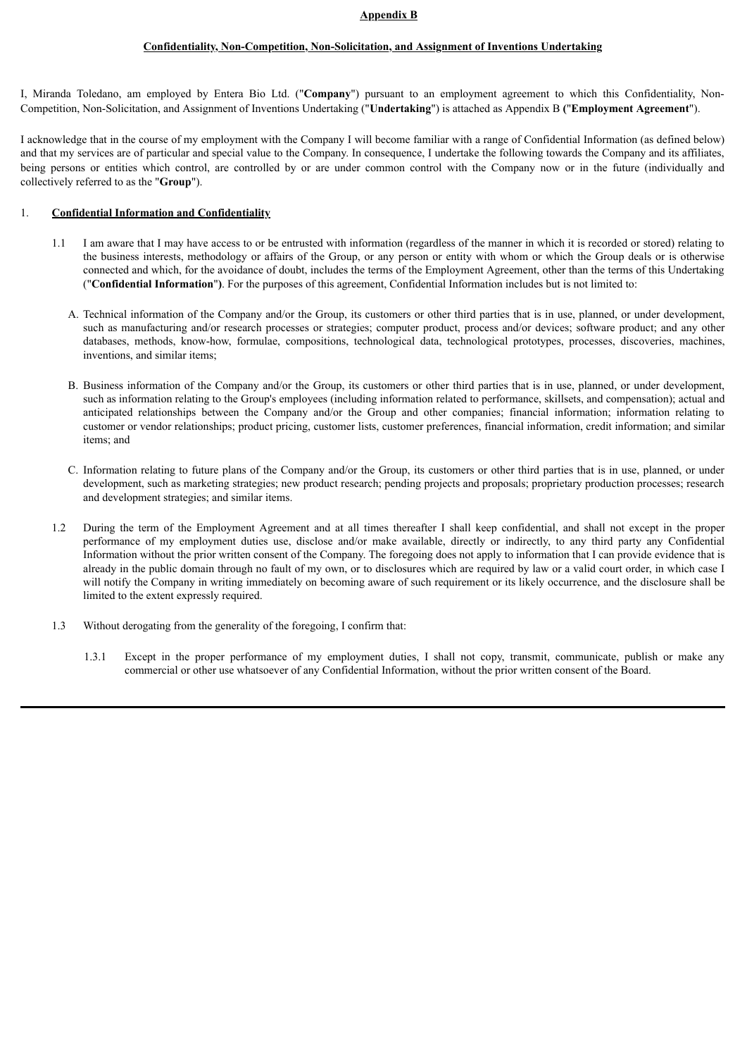**Appendix B**

**Confidentiality, Non-Competition, Non-Solicitation, and Assignment of Inventions Undertaking**

I, Miranda Toledano, am employed by Entera Bio Ltd. ("**Company**") pursuant to an employment agreement to which this Confidentiality, Non-Competition, Non-Solicitation, and Assignment of Inventions Undertaking ("**Undertaking**") is attached as Appendix B ("**Employment Agreement**").

I acknowledge that in the course of my employment with the Company I will become familiar with a range of Confidential Information (as defined below) and that my services are of particular and special value to the Company. In consequence, I undertake the following towards the Company and its affiliates, being persons or entities which control, are controlled by or are under common control with the Company now or in the future (individually and collectively referred to as the "**Group**").

1. **Confidential Information and Confidentiality**

1.1 I am aware that I may have access to or be entrusted with information (regardless of the manner in which it is recorded or stored) relating to the business interests, methodology or affairs of the Group, or any person or entity with whom or which the Group deals or is otherwise connected and which, for the avoidance of doubt, includes the terms of the Employment Agreement, other than the terms of this Undertaking ("**Confidential Information**"). For the purposes of this agreement, Confidential Information includes but is not limited to:

A. Technical information of the Company and/or the Group, its customers or other third parties that is in use, planned, or under development, such as manufacturing and/or research processes or strategies; computer product, process and/or devices; software product; and any other databases, methods, know-how, formulae, compositions, technological data, technological prototypes, processes, discoveries, machines, inventions, and similar items;

B. Business information of the Company and/or the Group, its customers or other third parties that is in use, planned, or under development, such as information relating to the Group's employees (including information related to performance, skillsets, and compensation); actual and anticipated relationships between the Company and/or the Group and other companies; financial information; information relating to customer or vendor relationships; product pricing, customer lists, customer preferences, financial information, credit information; and similar items; and

C. Information relating to future plans of the Company and/or the Group, its customers or other third parties that is in use, planned, or under development, such as marketing strategies; new product research; pending projects and proposals; proprietary production processes; research and development strategies; and similar items.

1.2 During the term of the Employment Agreement and at all times thereafter I shall keep confidential, and shall not except in the proper performance of my employment duties use, disclose and/or make available, directly or indirectly, to any third party any Confidential Information without the prior written consent of the Company. The foregoing does not apply to information that I can provide evidence that is already in the public domain through no fault of my own, or to disclosures which are required by law or a valid court order, in which case I will notify the Company in writing immediately on becoming aware of such requirement or its likely occurrence, and the disclosure shall be limited to the extent expressly required.

1.3 Without derogating from the generality of the foregoing, I confirm that:

1.3.1 Except in the proper performance of my employment duties, I shall not copy, transmit, communicate, publish or make any commercial or other use whatsoever of any Confidential Information, without the prior written consent of the Board.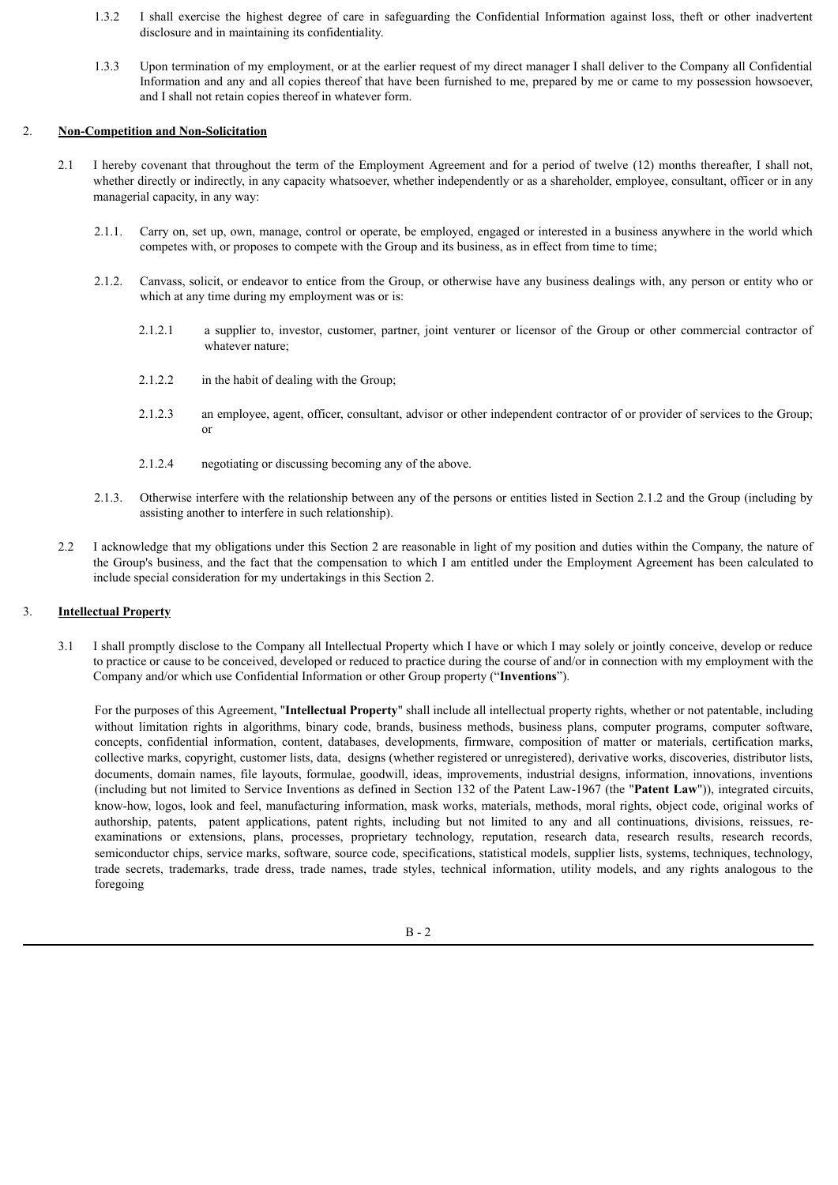1.3.2 I shall exercise the highest degree of care in safeguarding the Confidential Information against loss, theft or other inadvertent disclosure and in maintaining its confidentiality.

1.3.3 Upon termination of my employment, or at the earlier request of my direct manager I shall deliver to the Company all Confidential Information and any and all copies thereof that have been furnished to me, prepared by me or came to my possession howsoever, and I shall not retain copies thereof in whatever form.

2. **Non-Competition and Non-Solicitation**

2.1 I hereby covenant that throughout the term of the Employment Agreement and for a period of twelve (12) months thereafter, I shall not, whether directly or indirectly, in any capacity whatsoever, whether independently or as a shareholder, employee, consultant, officer or in any managerial capacity, in any way:

2.1.1. Carry on, set up, own, manage, control or operate, be employed, engaged or interested in a business anywhere in the world which competes with, or proposes to compete with the Group and its business, as in effect from time to time;

2.1.2. Canvass, solicit, or endeavor to entice from the Group, or otherwise have any business dealings with, any person or entity who or which at any time during my employment was or is:

2.1.2.1 a supplier to, investor, customer, partner, joint venturer or licensor of the Group or other commercial contractor of whatever nature;

2.1.2.2 in the habit of dealing with the Group;

2.1.2.3 an employee, agent, officer, consultant, advisor or other independent contractor of or provider of services to the Group; or

2.1.2.4 negotiating or discussing becoming any of the above.

2.1.3. Otherwise interfere with the relationship between any of the persons or entities listed in Section 2.1.2 and the Group (including by assisting another to interfere in such relationship).

2.2 I acknowledge that my obligations under this Section 2 are reasonable in light of my position and duties within the Company, the nature of the Group's business, and the fact that the compensation to which I am entitled under the Employment Agreement has been calculated to include special consideration for my undertakings in this Section 2.

3. **Intellectual Property**

3.1 I shall promptly disclose to the Company all Intellectual Property which I have or which I may solely or jointly conceive, develop or reduce to practice or cause to be conceived, developed or reduced to practice during the course of and/or in connection with my employment with the Company and/or which use Confidential Information or other Group property ("**Inventions**").

For the purposes of this Agreement, "**Intellectual Property**" shall include all intellectual property rights, whether or not patentable, including without limitation rights in algorithms, binary code, brands, business methods, business plans, computer programs, computer software, concepts, confidential information, content, databases, developments, firmware, composition of matter or materials, certification marks, collective marks, copyright, customer lists, data, designs (whether registered or unregistered), derivative works, discoveries, distributor lists, documents, domain names, file layouts, formulae, goodwill, ideas, improvements, industrial designs, information, innovations, inventions (including but not limited to Service Inventions as defined in Section 132 of the Patent Law-1967 (the "**Patent Law**")), integrated circuits, know-how, logos, look and feel, manufacturing information, mask works, materials, methods, moral rights, object code, original works of authorship, patents, patent applications, patent rights, including but not limited to any and all continuations, divisions, reissues, re-examinations or extensions, plans, processes, proprietary technology, reputation, research data, research results, research records, semiconductor chips, service marks, software, source code, specifications, statistical models, supplier lists, systems, techniques, technology, trade secrets, trademarks, trade dress, trade names, trade styles, technical information, utility models, and any rights analogous to the foregoing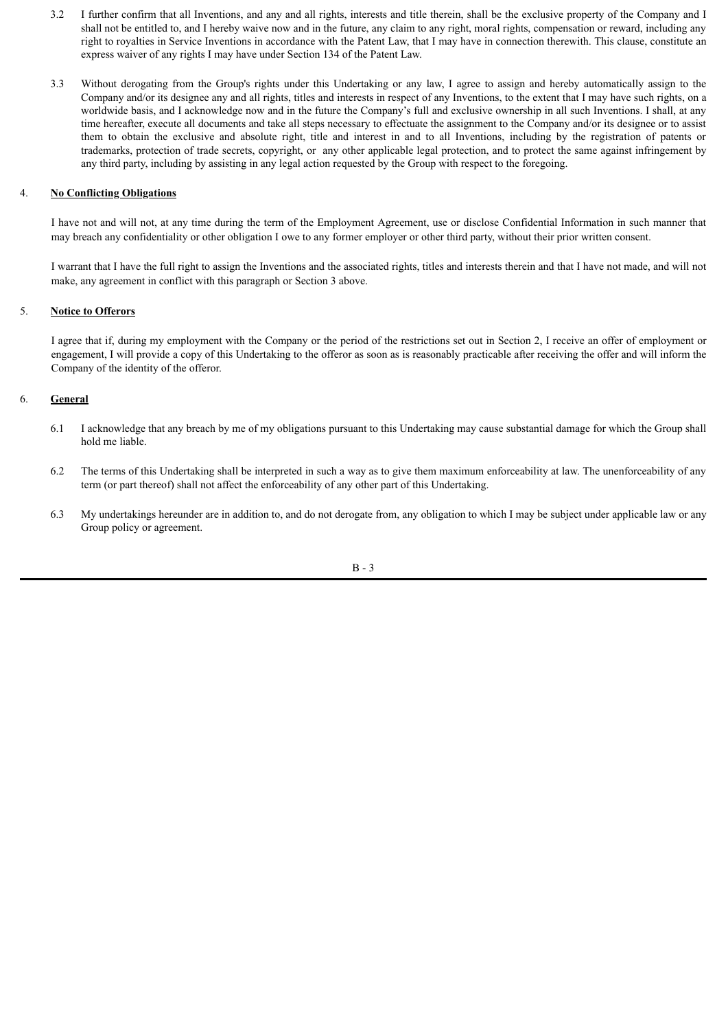3.2 I further confirm that all Inventions, and any and all rights, interests and title therein, shall be the exclusive property of the Company and I shall not be entitled to, and I hereby waive now and in the future, any claim to any right, moral rights, compensation or reward, including any right to royalties in Service Inventions in accordance with the Patent Law, that I may have in connection therewith. This clause, constitute an express waiver of any rights I may have under Section 134 of the Patent Law.

3.3 Without derogating from the Group's rights under this Undertaking or any law, I agree to assign and hereby automatically assign to the Company and/or its designee any and all rights, titles and interests in respect of any Inventions, to the extent that I may have such rights, on a worldwide basis, and I acknowledge now and in the future the Company's full and exclusive ownership in all such Inventions. I shall, at any time hereafter, execute all documents and take all steps necessary to effectuate the assignment to the Company and/or its designee or to assist them to obtain the exclusive and absolute right, title and interest in and to all Inventions, including by the registration of patents or trademarks, protection of trade secrets, copyright, or any other applicable legal protection, and to protect the same against infringement by any third party, including by assisting in any legal action requested by the Group with respect to the foregoing.

4. **<u>No Conflicting Obligations</u>**

I have not and will not, at any time during the term of the Employment Agreement, use or disclose Confidential Information in such manner that may breach any confidentiality or other obligation I owe to any former employer or other third party, without their prior written consent.

I warrant that I have the full right to assign the Inventions and the associated rights, titles and interests therein and that I have not made, and will not make, any agreement in conflict with this paragraph or Section 3 above.

5. **<u>Notice to Offerors</u>**

I agree that if, during my employment with the Company or the period of the restrictions set out in Section 2, I receive an offer of employment or engagement, I will provide a copy of this Undertaking to the offeror as soon as is reasonably practicable after receiving the offer and will inform the Company of the identity of the offeror.

6. **<u>General</u>**

6.1 I acknowledge that any breach by me of my obligations pursuant to this Undertaking may cause substantial damage for which the Group shall hold me liable.

6.2 The terms of this Undertaking shall be interpreted in such a way as to give them maximum enforceability at law. The unenforceability of any term (or part thereof) shall not affect the enforceability of any other part of this Undertaking.

6.3 My undertakings hereunder are in addition to, and do not derogate from, any obligation to which I may be subject under applicable law or any Group policy or agreement.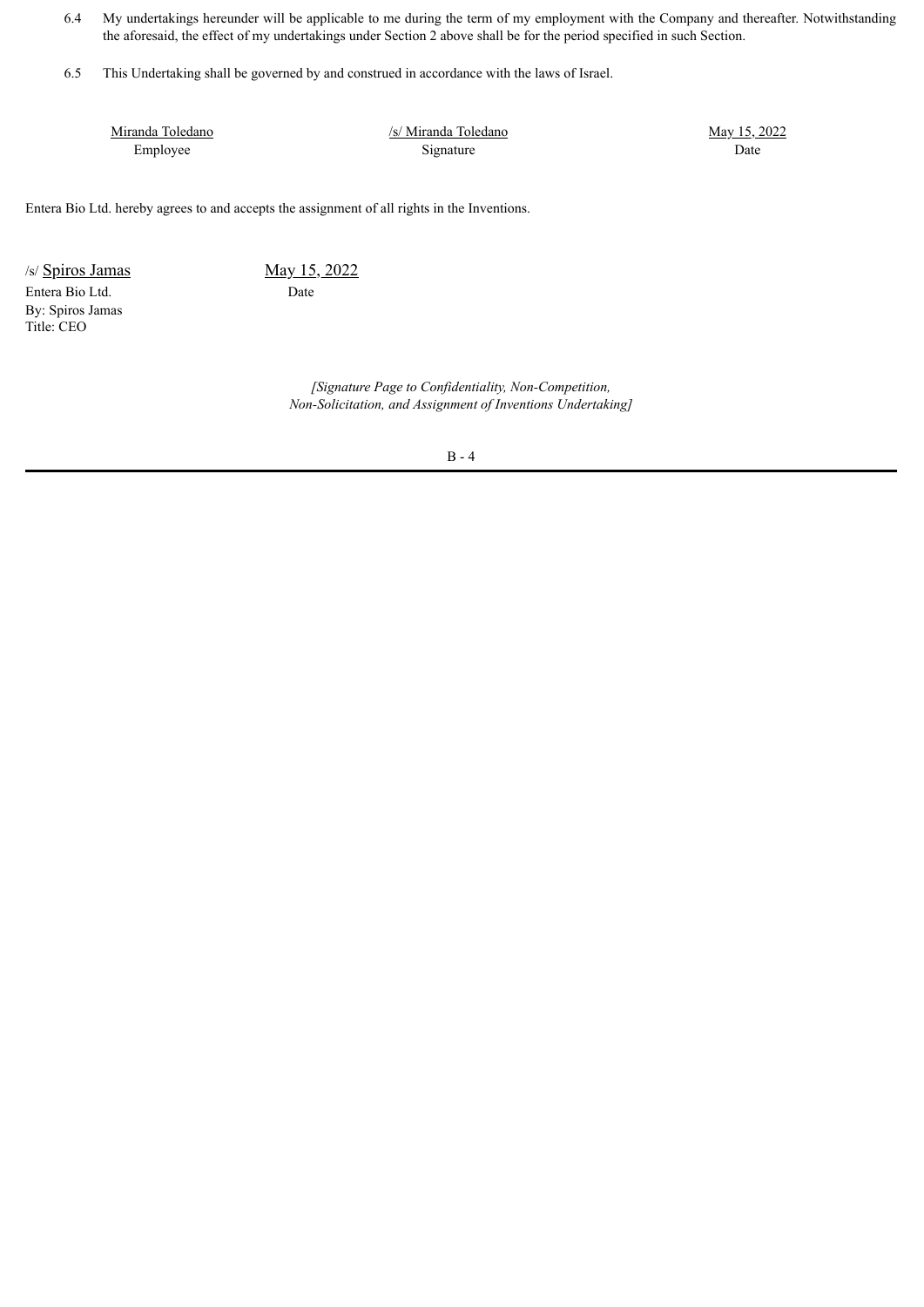6.4 My undertakings hereunder will be applicable to me during the term of my employment with the Company and thereafter. Notwithstanding the aforesaid, the effect of my undertakings under Section 2 above shall be for the period specified in such Section.

6.5 This Undertaking shall be governed by and construed in accordance with the laws of Israel.

| Miranda Toledano | /s/ Miranda Toledano | May 15, 2022 |
|---|---|---|
| Employee | Signature | Date |

Entera Bio Ltd. hereby agrees to and accepts the assignment of all rights in the Inventions.

/s/ Spiros Jamas

Entera Bio Ltd.
By: Spiros Jamas
Title: CEO

May 15, 2022
Date

*[Signature Page to Confidentiality, Non-Competition, Non-Solicitation, and Assignment of Inventions Undertaking]*

B - 4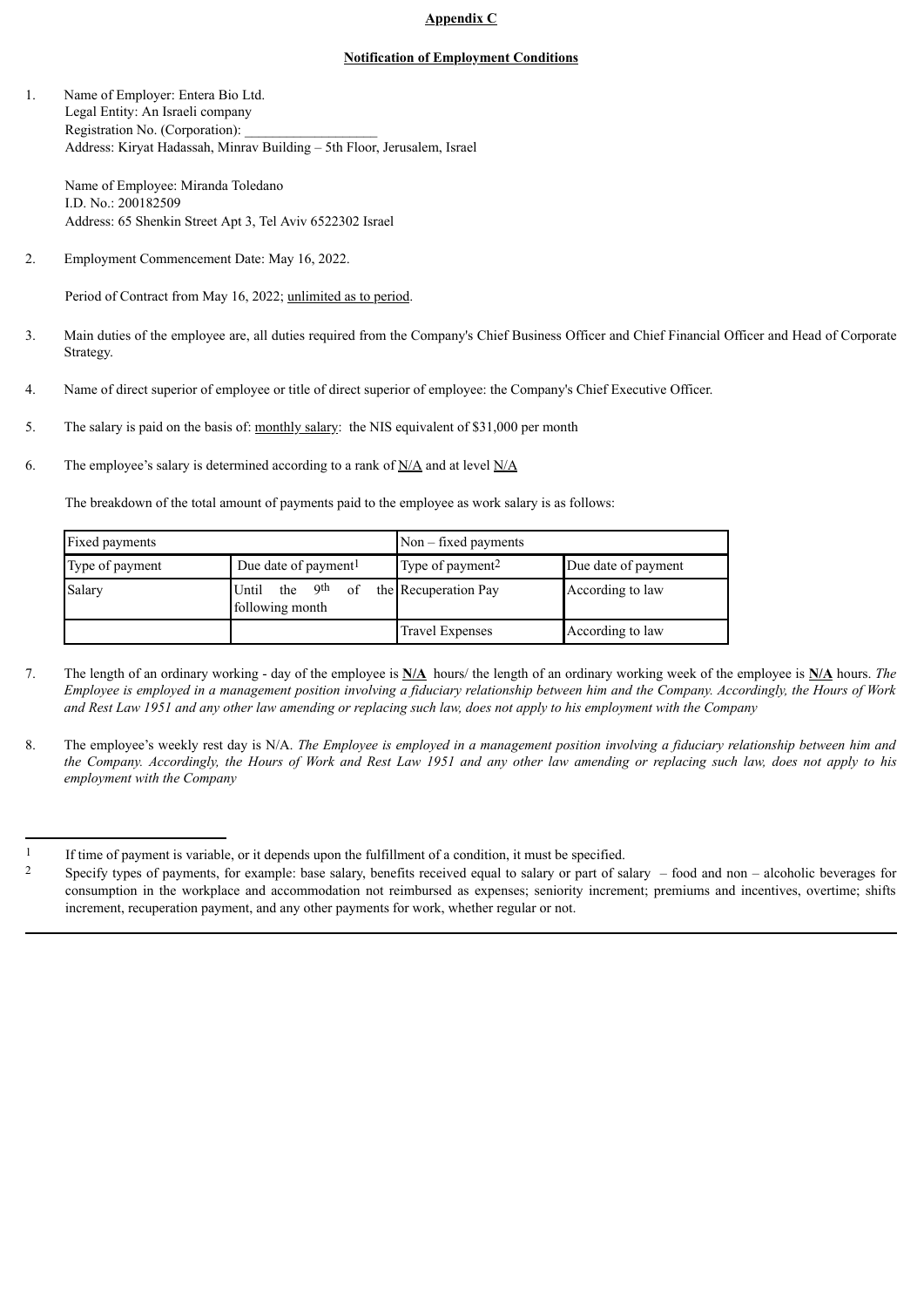**Appendix C**

**Notification of Employment Conditions**

1. Name of Employer: Entera Bio Ltd.
   Legal Entity: An Israeli company
   Registration No. (Corporation): ___________________
   Address: Kiryat Hadassah, Minrav Building – 5th Floor, Jerusalem, Israel

   Name of Employee: Miranda Toledano
   I.D. No.: 200182509
   Address: 65 Shenkin Street Apt 3, Tel Aviv 6522302 Israel

2. Employment Commencement Date: May 16, 2022.

   Period of Contract from May 16, 2022; unlimited as to period.

3. Main duties of the employee are, all duties required from the Company's Chief Business Officer and Chief Financial Officer and Head of Corporate Strategy.

4. Name of direct superior of employee or title of direct superior of employee: the Company's Chief Executive Officer.

5. The salary is paid on the basis of: monthly salary: the NIS equivalent of $31,000 per month

6. The employee's salary is determined according to a rank of N/A and at level N/A

   The breakdown of the total amount of payments paid to the employee as work salary is as follows:

| Fixed payments | | Non – fixed payments | |
|---|---|---|---|
| Type of payment | Due date of payment[1] | Type of payment[2] | Due date of payment |
| Salary | Until the 9th of the following month | Recuperation Pay | According to law |
| | | Travel Expenses | According to law |

7. The length of an ordinary working - day of the employee is **N/A** hours/ the length of an ordinary working week of the employee is **N/A** hours. *The Employee is employed in a management position involving a fiduciary relationship between him and the Company. Accordingly, the Hours of Work and Rest Law 1951 and any other law amending or replacing such law, does not apply to his employment with the Company*

8. The employee's weekly rest day is N/A. *The Employee is employed in a management position involving a fiduciary relationship between him and the Company. Accordingly, the Hours of Work and Rest Law 1951 and any other law amending or replacing such law, does not apply to his employment with the Company*

---

[1] If time of payment is variable, or it depends upon the fulfillment of a condition, it must be specified.

[2] Specify types of payments, for example: base salary, benefits received equal to salary or part of salary – food and non – alcoholic beverages for consumption in the workplace and accommodation not reimbursed as expenses; seniority increment; premiums and incentives, overtime; shifts increment, recuperation payment, and any other payments for work, whether regular or not.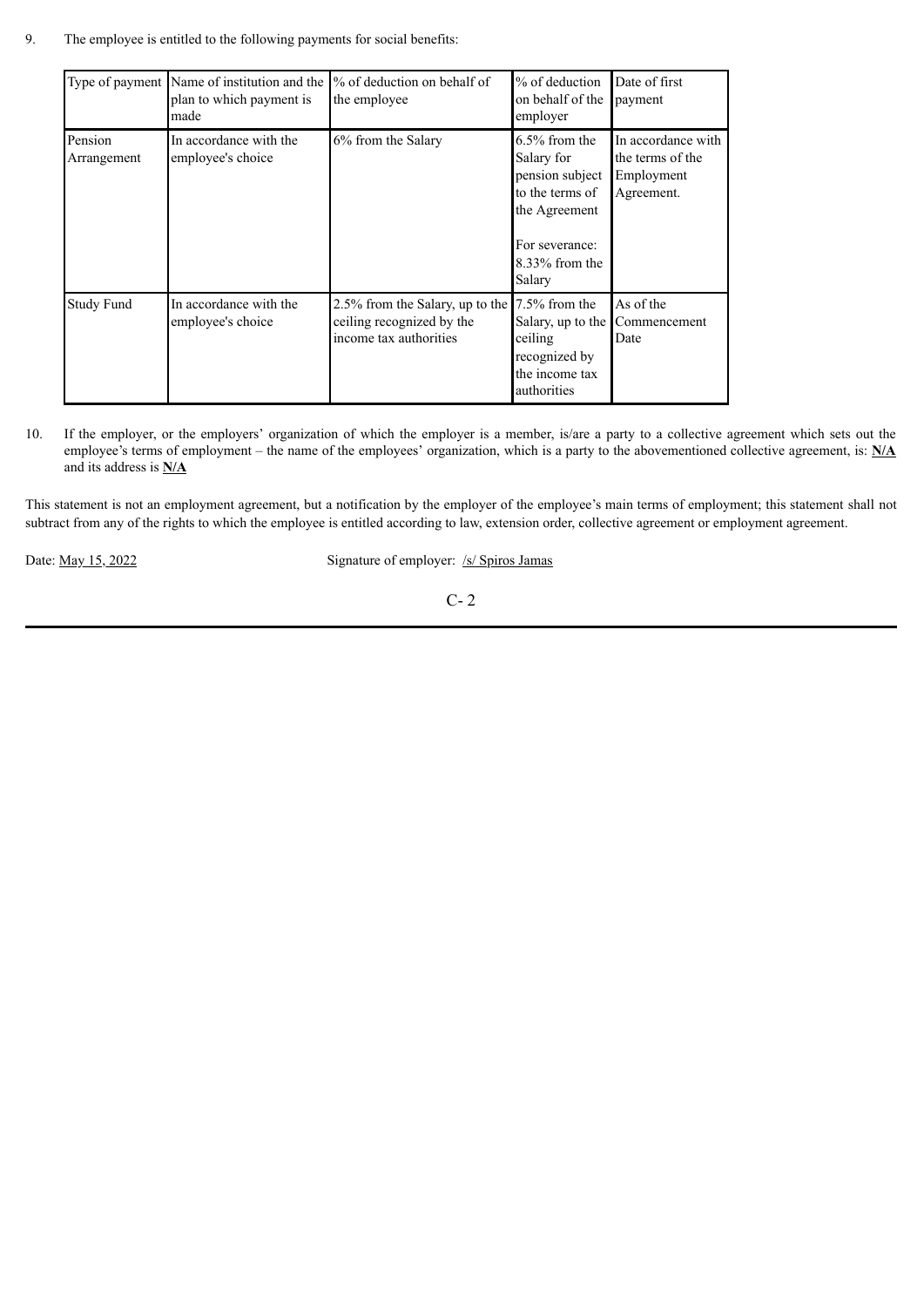9. The employee is entitled to the following payments for social benefits:

| Type of payment | Name of institution and the plan to which payment is made | % of deduction on behalf of the employee | % of deduction on behalf of the employer | Date of first payment |
|---|---|---|---|---|
| Pension Arrangement | In accordance with the employee's choice | 6% from the Salary | 6.5% from the Salary for pension subject to the terms of the Agreement<br><br>For severance: 8.33% from the Salary | In accordance with the terms of the Employment Agreement. |
| Study Fund | In accordance with the employee's choice | 2.5% from the Salary, up to the ceiling recognized by the income tax authorities | 7.5% from the Salary, up to the ceiling recognized by the income tax authorities | As of the Commencement Date |

10. If the employer, or the employers' organization of which the employer is a member, is/are a party to a collective agreement which sets out the employee's terms of employment – the name of the employees' organization, which is a party to the abovementioned collective agreement, is: **N/A** and its address is **N/A**

This statement is not an employment agreement, but a notification by the employer of the employee's main terms of employment; this statement shall not subtract from any of the rights to which the employee is entitled according to law, extension order, collective agreement or employment agreement.

Date: May 15, 2022 Signature of employer: /s/ Spiros Jamas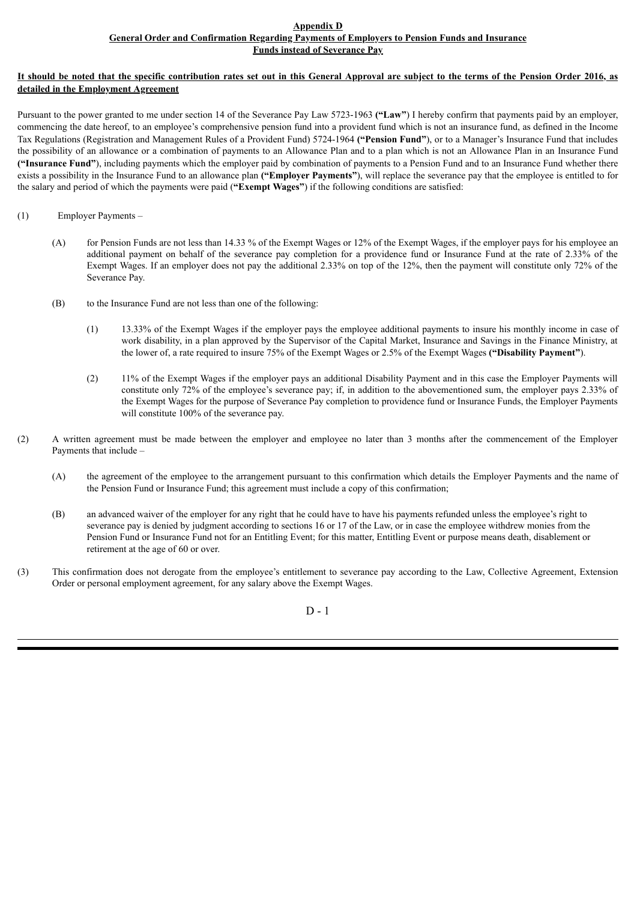**Appendix D**
**General Order and Confirmation Regarding Payments of Employers to Pension Funds and Insurance Funds instead of Severance Pay**

**It should be noted that the specific contribution rates set out in this General Approval are subject to the terms of the Pension Order 2016, as detailed in the Employment Agreement**

Pursuant to the power granted to me under section 14 of the Severance Pay Law 5723-1963 **("Law"**) I hereby confirm that payments paid by an employer, commencing the date hereof, to an employee's comprehensive pension fund into a provident fund which is not an insurance fund, as defined in the Income Tax Regulations (Registration and Management Rules of a Provident Fund) 5724-1964 **("Pension Fund")**, or to a Manager's Insurance Fund that includes the possibility of an allowance or a combination of payments to an Allowance Plan and to a plan which is not an Allowance Plan in an Insurance Fund **("Insurance Fund")**, including payments which the employer paid by combination of payments to a Pension Fund and to an Insurance Fund whether there exists a possibility in the Insurance Fund to an allowance plan **("Employer Payments")**, will replace the severance pay that the employee is entitled to for the salary and period of which the payments were paid (**"Exempt Wages"**) if the following conditions are satisfied:

(1) Employer Payments –

(A) for Pension Funds are not less than 14.33 % of the Exempt Wages or 12% of the Exempt Wages, if the employer pays for his employee an additional payment on behalf of the severance pay completion for a providence fund or Insurance Fund at the rate of 2.33% of the Exempt Wages. If an employer does not pay the additional 2.33% on top of the 12%, then the payment will constitute only 72% of the Severance Pay.

(B) to the Insurance Fund are not less than one of the following:

(1) 13.33% of the Exempt Wages if the employer pays the employee additional payments to insure his monthly income in case of work disability, in a plan approved by the Supervisor of the Capital Market, Insurance and Savings in the Finance Ministry, at the lower of, a rate required to insure 75% of the Exempt Wages or 2.5% of the Exempt Wages **("Disability Payment")**.

(2) 11% of the Exempt Wages if the employer pays an additional Disability Payment and in this case the Employer Payments will constitute only 72% of the employee's severance pay; if, in addition to the abovementioned sum, the employer pays 2.33% of the Exempt Wages for the purpose of Severance Pay completion to providence fund or Insurance Funds, the Employer Payments will constitute 100% of the severance pay.

(2) A written agreement must be made between the employer and employee no later than 3 months after the commencement of the Employer Payments that include –

(A) the agreement of the employee to the arrangement pursuant to this confirmation which details the Employer Payments and the name of the Pension Fund or Insurance Fund; this agreement must include a copy of this confirmation;

(B) an advanced waiver of the employer for any right that he could have to have his payments refunded unless the employee's right to severance pay is denied by judgment according to sections 16 or 17 of the Law, or in case the employee withdrew monies from the Pension Fund or Insurance Fund not for an Entitling Event; for this matter, Entitling Event or purpose means death, disablement or retirement at the age of 60 or over.

(3) This confirmation does not derogate from the employee's entitlement to severance pay according to the Law, Collective Agreement, Extension Order or personal employment agreement, for any salary above the Exempt Wages.